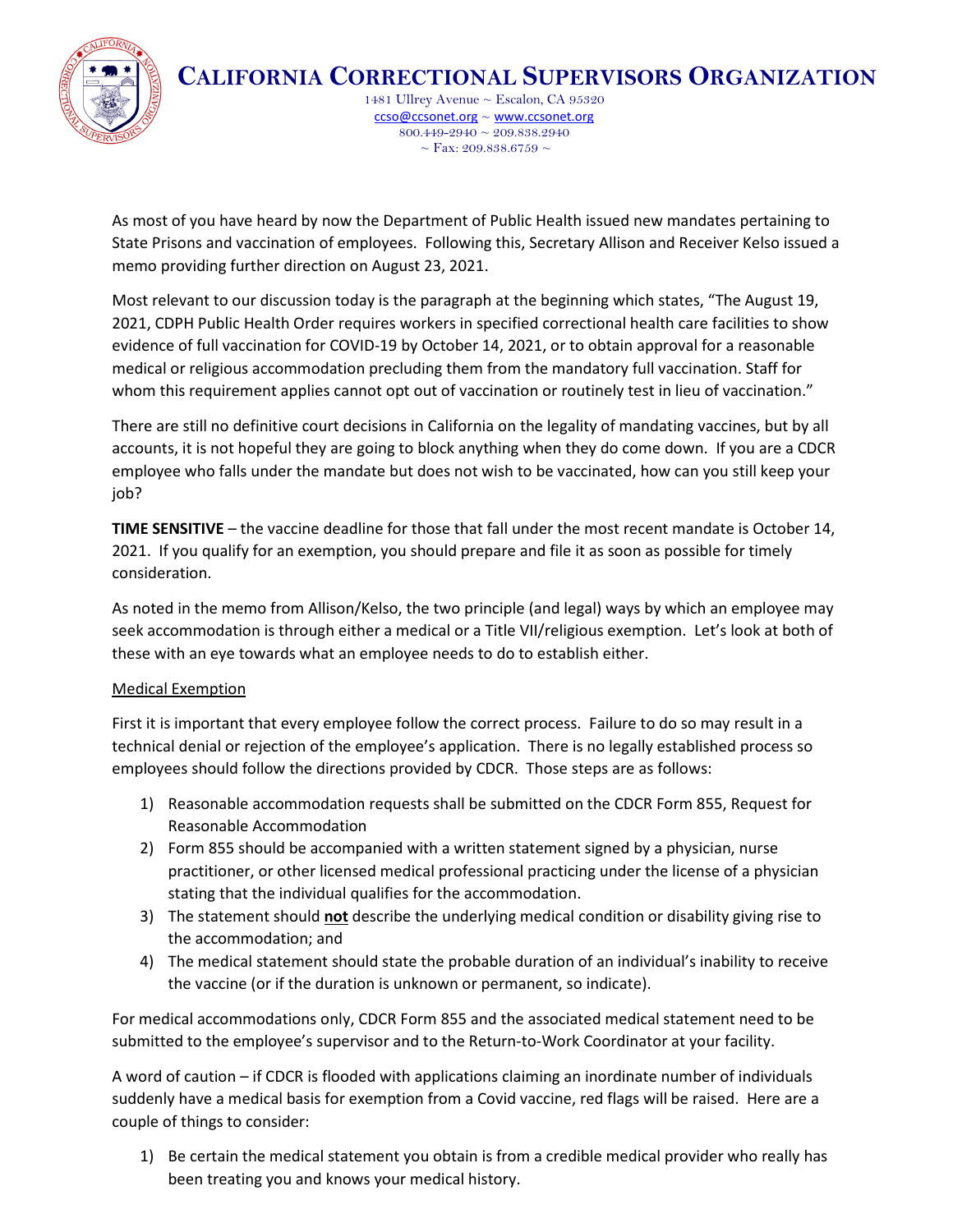# California Correctional Supervisors Organization

1481 Ullrey Avenue ~ Escalon, CA 95320
ccso@ccsonet.org ~ www.ccsonet.org
800.449-2940 ~ 209.838.2940
~ Fax: 209.838.6759 ~

As most of you have heard by now the Department of Public Health issued new mandates pertaining to State Prisons and vaccination of employees. Following this, Secretary Allison and Receiver Kelso issued a memo providing further direction on August 23, 2021.

Most relevant to our discussion today is the paragraph at the beginning which states, "The August 19, 2021, CDPH Public Health Order requires workers in specified correctional health care facilities to show evidence of full vaccination for COVID-19 by October 14, 2021, or to obtain approval for a reasonable medical or religious accommodation precluding them from the mandatory full vaccination. Staff for whom this requirement applies cannot opt out of vaccination or routinely test in lieu of vaccination."

There are still no definitive court decisions in California on the legality of mandating vaccines, but by all accounts, it is not hopeful they are going to block anything when they do come down. If you are a CDCR employee who falls under the mandate but does not wish to be vaccinated, how can you still keep your job?

**TIME SENSITIVE** – the vaccine deadline for those that fall under the most recent mandate is October 14, 2021. If you qualify for an exemption, you should prepare and file it as soon as possible for timely consideration.

As noted in the memo from Allison/Kelso, the two principle (and legal) ways by which an employee may seek accommodation is through either a medical or a Title VII/religious exemption. Let's look at both of these with an eye towards what an employee needs to do to establish either.

<u>Medical Exemption</u>

First it is important that every employee follow the correct process. Failure to do so may result in a technical denial or rejection of the employee's application. There is no legally established process so employees should follow the directions provided by CDCR. Those steps are as follows:

1) Reasonable accommodation requests shall be submitted on the CDCR Form 855, Request for Reasonable Accommodation
2) Form 855 should be accompanied with a written statement signed by a physician, nurse practitioner, or other licensed medical professional practicing under the license of a physician stating that the individual qualifies for the accommodation.
3) The statement should **<u>not</u>** describe the underlying medical condition or disability giving rise to the accommodation; and
4) The medical statement should state the probable duration of an individual's inability to receive the vaccine (or if the duration is unknown or permanent, so indicate).

For medical accommodations only, CDCR Form 855 and the associated medical statement need to be submitted to the employee's supervisor and to the Return-to-Work Coordinator at your facility.

A word of caution – if CDCR is flooded with applications claiming an inordinate number of individuals suddenly have a medical basis for exemption from a Covid vaccine, red flags will be raised. Here are a couple of things to consider:

1) Be certain the medical statement you obtain is from a credible medical provider who really has been treating you and knows your medical history.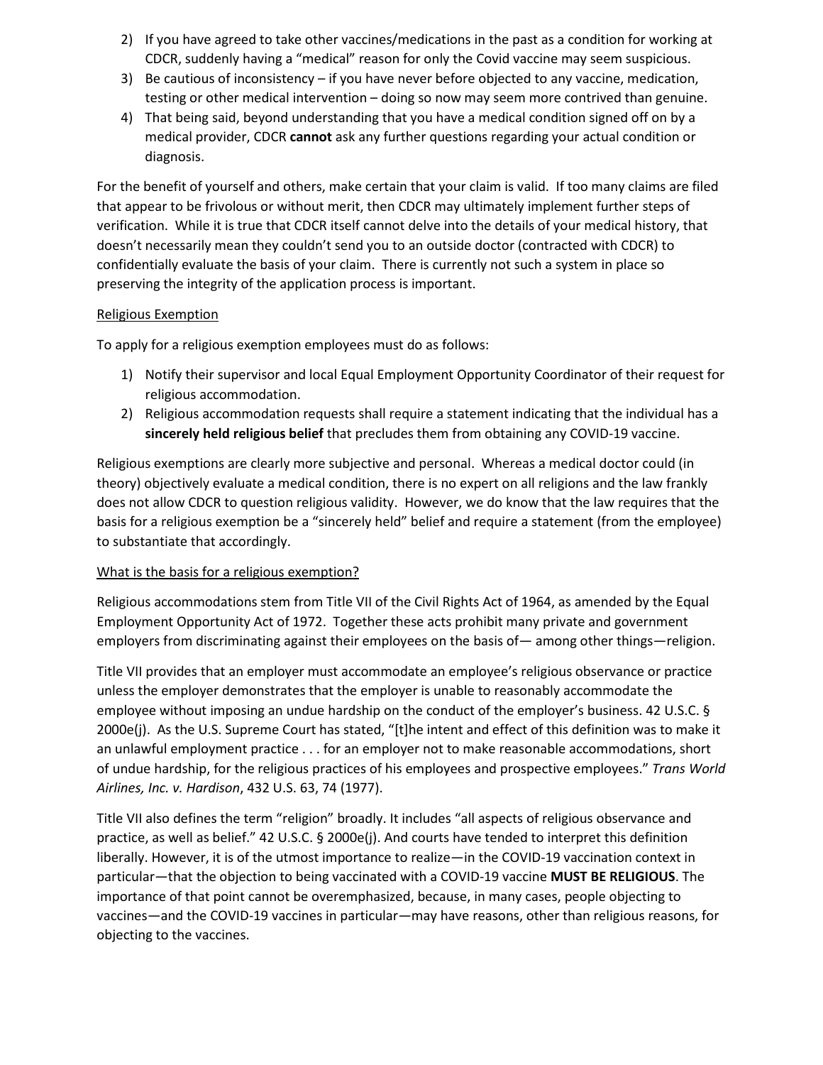2) If you have agreed to take other vaccines/medications in the past as a condition for working at CDCR, suddenly having a "medical" reason for only the Covid vaccine may seem suspicious.
3) Be cautious of inconsistency – if you have never before objected to any vaccine, medication, testing or other medical intervention – doing so now may seem more contrived than genuine.
4) That being said, beyond understanding that you have a medical condition signed off on by a medical provider, CDCR **cannot** ask any further questions regarding your actual condition or diagnosis.

For the benefit of yourself and others, make certain that your claim is valid. If too many claims are filed that appear to be frivolous or without merit, then CDCR may ultimately implement further steps of verification. While it is true that CDCR itself cannot delve into the details of your medical history, that doesn't necessarily mean they couldn't send you to an outside doctor (contracted with CDCR) to confidentially evaluate the basis of your claim. There is currently not such a system in place so preserving the integrity of the application process is important.

<u>Religious Exemption</u>

To apply for a religious exemption employees must do as follows:

1) Notify their supervisor and local Equal Employment Opportunity Coordinator of their request for religious accommodation.
2) Religious accommodation requests shall require a statement indicating that the individual has a **sincerely held religious belief** that precludes them from obtaining any COVID-19 vaccine.

Religious exemptions are clearly more subjective and personal. Whereas a medical doctor could (in theory) objectively evaluate a medical condition, there is no expert on all religions and the law frankly does not allow CDCR to question religious validity. However, we do know that the law requires that the basis for a religious exemption be a "sincerely held" belief and require a statement (from the employee) to substantiate that accordingly.

<u>What is the basis for a religious exemption?</u>

Religious accommodations stem from Title VII of the Civil Rights Act of 1964, as amended by the Equal Employment Opportunity Act of 1972. Together these acts prohibit many private and government employers from discriminating against their employees on the basis of— among other things—religion.

Title VII provides that an employer must accommodate an employee's religious observance or practice unless the employer demonstrates that the employer is unable to reasonably accommodate the employee without imposing an undue hardship on the conduct of the employer's business. 42 U.S.C. § 2000e(j). As the U.S. Supreme Court has stated, "[t]he intent and effect of this definition was to make it an unlawful employment practice . . . for an employer not to make reasonable accommodations, short of undue hardship, for the religious practices of his employees and prospective employees." *Trans World Airlines, Inc. v. Hardison*, 432 U.S. 63, 74 (1977).

Title VII also defines the term "religion" broadly. It includes "all aspects of religious observance and practice, as well as belief." 42 U.S.C. § 2000e(j). And courts have tended to interpret this definition liberally. However, it is of the utmost importance to realize—in the COVID-19 vaccination context in particular—that the objection to being vaccinated with a COVID-19 vaccine **MUST BE RELIGIOUS**. The importance of that point cannot be overemphasized, because, in many cases, people objecting to vaccines—and the COVID-19 vaccines in particular—may have reasons, other than religious reasons, for objecting to the vaccines.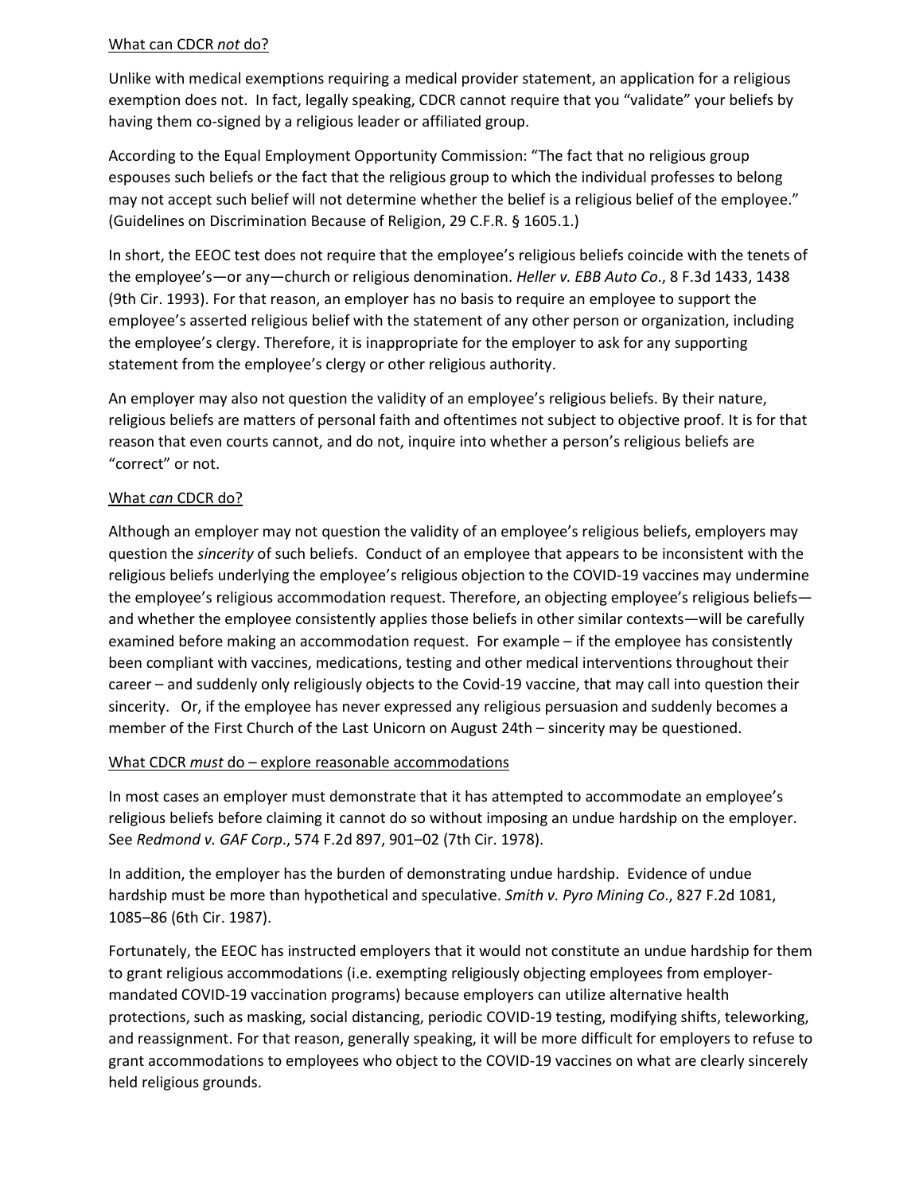What can CDCR *not* do?

Unlike with medical exemptions requiring a medical provider statement, an application for a religious exemption does not. In fact, legally speaking, CDCR cannot require that you "validate" your beliefs by having them co-signed by a religious leader or affiliated group.

According to the Equal Employment Opportunity Commission: "The fact that no religious group espouses such beliefs or the fact that the religious group to which the individual professes to belong may not accept such belief will not determine whether the belief is a religious belief of the employee." (Guidelines on Discrimination Because of Religion, 29 C.F.R. § 1605.1.)

In short, the EEOC test does not require that the employee's religious beliefs coincide with the tenets of the employee's—or any—church or religious denomination. *Heller v. EBB Auto Co*., 8 F.3d 1433, 1438 (9th Cir. 1993). For that reason, an employer has no basis to require an employee to support the employee's asserted religious belief with the statement of any other person or organization, including the employee's clergy. Therefore, it is inappropriate for the employer to ask for any supporting statement from the employee's clergy or other religious authority.

An employer may also not question the validity of an employee's religious beliefs. By their nature, religious beliefs are matters of personal faith and oftentimes not subject to objective proof. It is for that reason that even courts cannot, and do not, inquire into whether a person's religious beliefs are "correct" or not.

What *can* CDCR do?

Although an employer may not question the validity of an employee's religious beliefs, employers may question the *sincerity* of such beliefs. Conduct of an employee that appears to be inconsistent with the religious beliefs underlying the employee's religious objection to the COVID-19 vaccines may undermine the employee's religious accommodation request. Therefore, an objecting employee's religious beliefs—and whether the employee consistently applies those beliefs in other similar contexts—will be carefully examined before making an accommodation request. For example – if the employee has consistently been compliant with vaccines, medications, testing and other medical interventions throughout their career – and suddenly only religiously objects to the Covid-19 vaccine, that may call into question their sincerity. Or, if the employee has never expressed any religious persuasion and suddenly becomes a member of the First Church of the Last Unicorn on August 24th – sincerity may be questioned.

What CDCR *must* do – explore reasonable accommodations

In most cases an employer must demonstrate that it has attempted to accommodate an employee's religious beliefs before claiming it cannot do so without imposing an undue hardship on the employer. See *Redmond v. GAF Corp*., 574 F.2d 897, 901–02 (7th Cir. 1978).

In addition, the employer has the burden of demonstrating undue hardship. Evidence of undue hardship must be more than hypothetical and speculative. *Smith v. Pyro Mining Co*., 827 F.2d 1081, 1085–86 (6th Cir. 1987).

Fortunately, the EEOC has instructed employers that it would not constitute an undue hardship for them to grant religious accommodations (i.e. exempting religiously objecting employees from employer-mandated COVID-19 vaccination programs) because employers can utilize alternative health protections, such as masking, social distancing, periodic COVID-19 testing, modifying shifts, teleworking, and reassignment. For that reason, generally speaking, it will be more difficult for employers to refuse to grant accommodations to employees who object to the COVID-19 vaccines on what are clearly sincerely held religious grounds.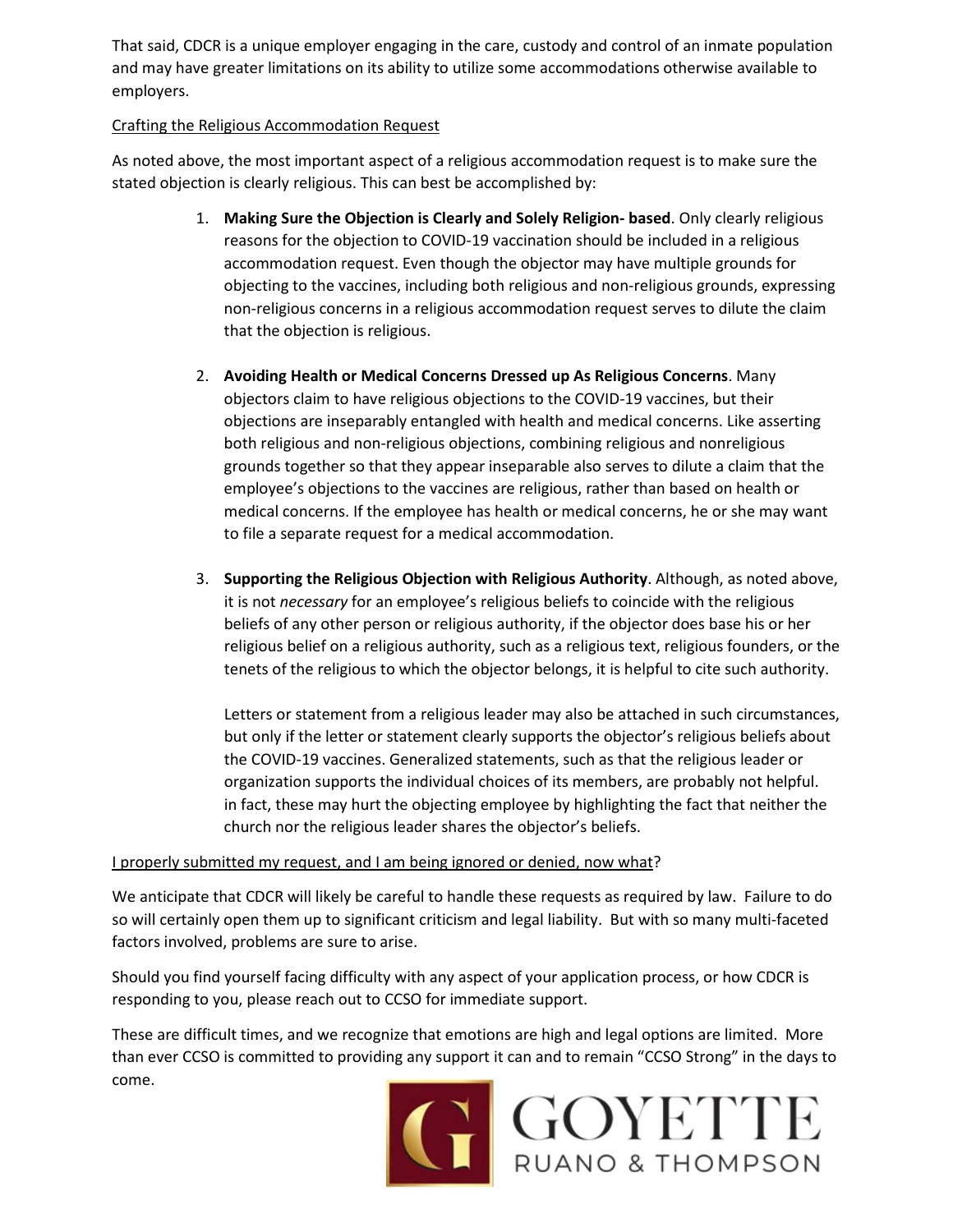That said, CDCR is a unique employer engaging in the care, custody and control of an inmate population and may have greater limitations on its ability to utilize some accommodations otherwise available to employers.

Crafting the Religious Accommodation Request

As noted above, the most important aspect of a religious accommodation request is to make sure the stated objection is clearly religious. This can best be accomplished by:

1. **Making Sure the Objection is Clearly and Solely Religion- based**. Only clearly religious reasons for the objection to COVID-19 vaccination should be included in a religious accommodation request. Even though the objector may have multiple grounds for objecting to the vaccines, including both religious and non-religious grounds, expressing non-religious concerns in a religious accommodation request serves to dilute the claim that the objection is religious.

2. **Avoiding Health or Medical Concerns Dressed up As Religious Concerns**. Many objectors claim to have religious objections to the COVID-19 vaccines, but their objections are inseparably entangled with health and medical concerns. Like asserting both religious and non-religious objections, combining religious and nonreligious grounds together so that they appear inseparable also serves to dilute a claim that the employee's objections to the vaccines are religious, rather than based on health or medical concerns. If the employee has health or medical concerns, he or she may want to file a separate request for a medical accommodation.

3. **Supporting the Religious Objection with Religious Authority**. Although, as noted above, it is not *necessary* for an employee's religious beliefs to coincide with the religious beliefs of any other person or religious authority, if the objector does base his or her religious belief on a religious authority, such as a religious text, religious founders, or the tenets of the religious to which the objector belongs, it is helpful to cite such authority.

   Letters or statement from a religious leader may also be attached in such circumstances, but only if the letter or statement clearly supports the objector's religious beliefs about the COVID-19 vaccines. Generalized statements, such as that the religious leader or organization supports the individual choices of its members, are probably not helpful. in fact, these may hurt the objecting employee by highlighting the fact that neither the church nor the religious leader shares the objector's beliefs.

I properly submitted my request, and I am being ignored or denied, now what?

We anticipate that CDCR will likely be careful to handle these requests as required by law. Failure to do so will certainly open them up to significant criticism and legal liability. But with so many multi-faceted factors involved, problems are sure to arise.

Should you find yourself facing difficulty with any aspect of your application process, or how CDCR is responding to you, please reach out to CCSO for immediate support.

These are difficult times, and we recognize that emotions are high and legal options are limited. More than ever CCSO is committed to providing any support it can and to remain "CCSO Strong" in the days to come.

GOYETTE RUANO & THOMPSON